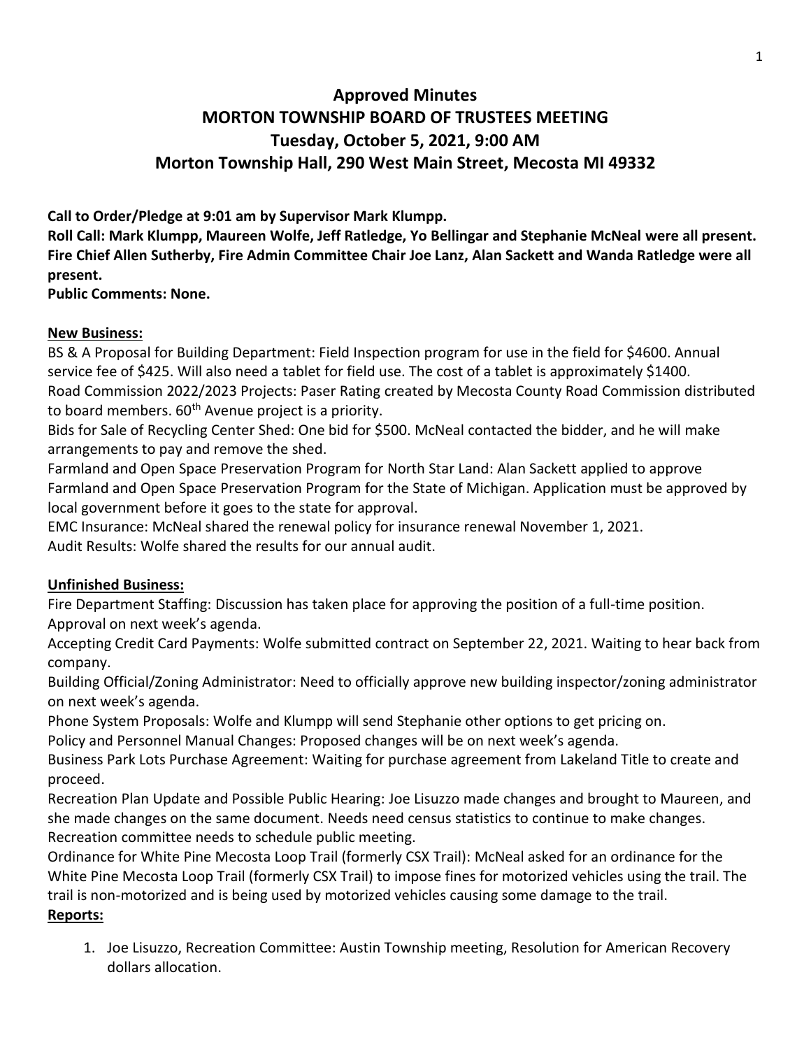# Approved Minutes
# MORTON TOWNSHIP BOARD OF TRUSTEES MEETING
# Tuesday, October 5, 2021, 9:00 AM
# Morton Township Hall, 290 West Main Street, Mecosta MI 49332

**Call to Order/Pledge at 9:01 am by Supervisor Mark Klumpp.**
**Roll Call: Mark Klumpp, Maureen Wolfe, Jeff Ratledge, Yo Bellingar and Stephanie McNeal were all present. Fire Chief Allen Sutherby, Fire Admin Committee Chair Joe Lanz, Alan Sackett and Wanda Ratledge were all present.**
**Public Comments: None.**

**New Business:**

BS & A Proposal for Building Department: Field Inspection program for use in the field for $4600. Annual service fee of $425. Will also need a tablet for field use. The cost of a tablet is approximately $1400.
Road Commission 2022/2023 Projects: Paser Rating created by Mecosta County Road Commission distributed to board members. 60th Avenue project is a priority.
Bids for Sale of Recycling Center Shed: One bid for $500. McNeal contacted the bidder, and he will make arrangements to pay and remove the shed.
Farmland and Open Space Preservation Program for North Star Land: Alan Sackett applied to approve Farmland and Open Space Preservation Program for the State of Michigan. Application must be approved by local government before it goes to the state for approval.
EMC Insurance: McNeal shared the renewal policy for insurance renewal November 1, 2021.
Audit Results: Wolfe shared the results for our annual audit.

**Unfinished Business:**

Fire Department Staffing: Discussion has taken place for approving the position of a full-time position. Approval on next week's agenda.
Accepting Credit Card Payments: Wolfe submitted contract on September 22, 2021. Waiting to hear back from company.
Building Official/Zoning Administrator: Need to officially approve new building inspector/zoning administrator on next week's agenda.
Phone System Proposals: Wolfe and Klumpp will send Stephanie other options to get pricing on.
Policy and Personnel Manual Changes: Proposed changes will be on next week's agenda.
Business Park Lots Purchase Agreement: Waiting for purchase agreement from Lakeland Title to create and proceed.
Recreation Plan Update and Possible Public Hearing: Joe Lisuzzo made changes and brought to Maureen, and she made changes on the same document. Needs need census statistics to continue to make changes. Recreation committee needs to schedule public meeting.
Ordinance for White Pine Mecosta Loop Trail (formerly CSX Trail): McNeal asked for an ordinance for the White Pine Mecosta Loop Trail (formerly CSX Trail) to impose fines for motorized vehicles using the trail. The trail is non-motorized and is being used by motorized vehicles causing some damage to the trail.

**Reports:**

1. Joe Lisuzzo, Recreation Committee: Austin Township meeting, Resolution for American Recovery dollars allocation.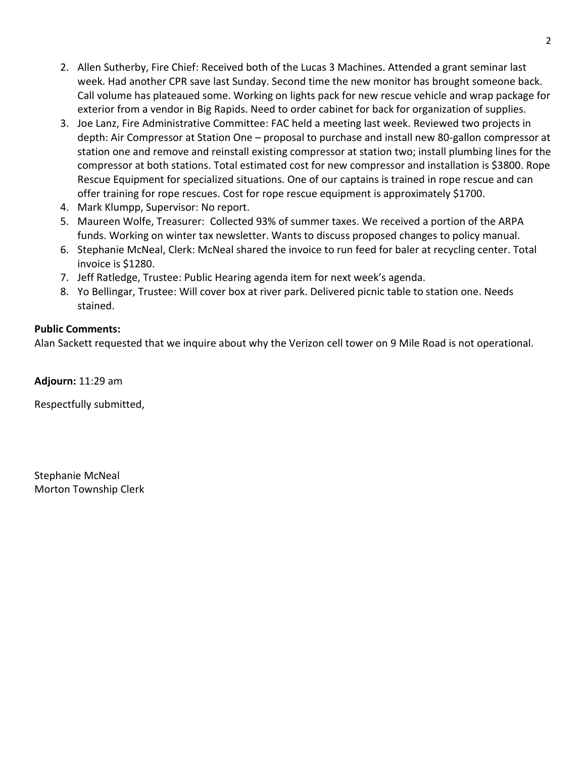2. Allen Sutherby, Fire Chief: Received both of the Lucas 3 Machines. Attended a grant seminar last week. Had another CPR save last Sunday. Second time the new monitor has brought someone back. Call volume has plateaued some. Working on lights pack for new rescue vehicle and wrap package for exterior from a vendor in Big Rapids. Need to order cabinet for back for organization of supplies.
3. Joe Lanz, Fire Administrative Committee: FAC held a meeting last week. Reviewed two projects in depth: Air Compressor at Station One – proposal to purchase and install new 80-gallon compressor at station one and remove and reinstall existing compressor at station two; install plumbing lines for the compressor at both stations. Total estimated cost for new compressor and installation is $3800. Rope Rescue Equipment for specialized situations. One of our captains is trained in rope rescue and can offer training for rope rescues. Cost for rope rescue equipment is approximately $1700.
4. Mark Klumpp, Supervisor: No report.
5. Maureen Wolfe, Treasurer: Collected 93% of summer taxes. We received a portion of the ARPA funds. Working on winter tax newsletter. Wants to discuss proposed changes to policy manual.
6. Stephanie McNeal, Clerk: McNeal shared the invoice to run feed for baler at recycling center. Total invoice is $1280.
7. Jeff Ratledge, Trustee: Public Hearing agenda item for next week's agenda.
8. Yo Bellingar, Trustee: Will cover box at river park. Delivered picnic table to station one. Needs stained.

**Public Comments:**

Alan Sackett requested that we inquire about why the Verizon cell tower on 9 Mile Road is not operational.

**Adjourn:** 11:29 am

Respectfully submitted,

Stephanie McNeal
Morton Township Clerk